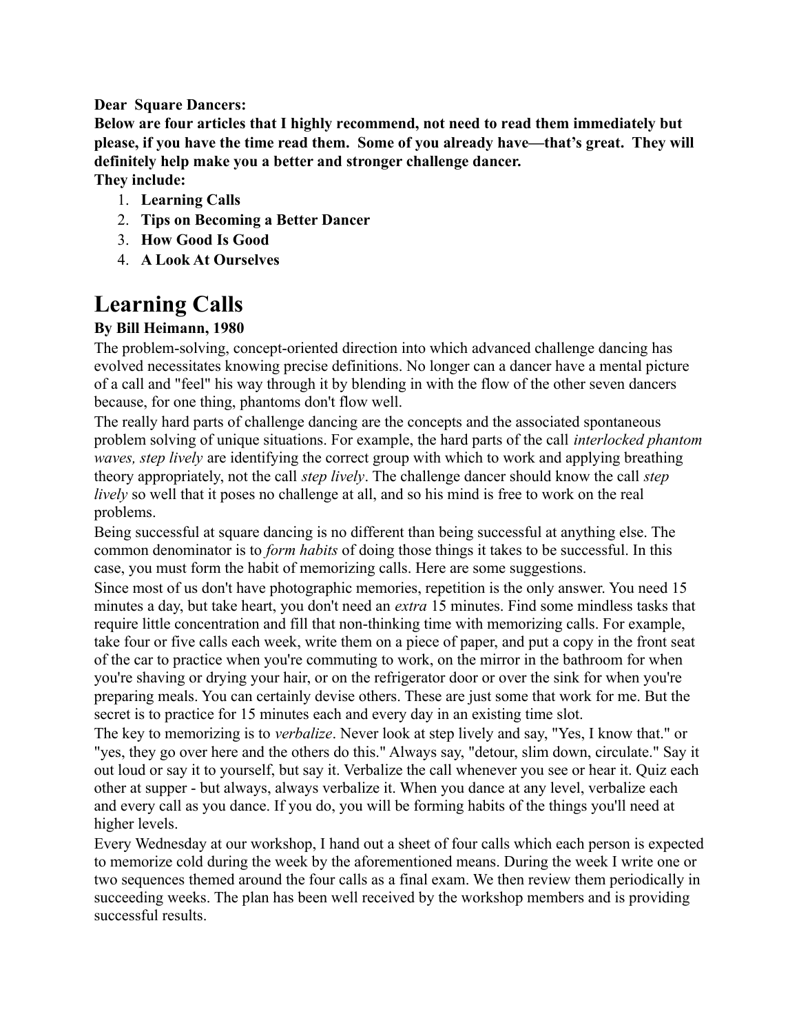**Dear Square Dancers:**
**Below are four articles that I highly recommend, not need to read them immediately but please, if you have the time read them. Some of you already have—that's great. They will definitely help make you a better and stronger challenge dancer.**
**They include:**

1. **Learning Calls**
2. **Tips on Becoming a Better Dancer**
3. **How Good Is Good**
4. **A Look At Ourselves**

# Learning Calls

**By Bill Heimann, 1980**

The problem-solving, concept-oriented direction into which advanced challenge dancing has evolved necessitates knowing precise definitions. No longer can a dancer have a mental picture of a call and "feel" his way through it by blending in with the flow of the other seven dancers because, for one thing, phantoms don't flow well.

The really hard parts of challenge dancing are the concepts and the associated spontaneous problem solving of unique situations. For example, the hard parts of the call *interlocked phantom waves, step lively* are identifying the correct group with which to work and applying breathing theory appropriately, not the call *step lively*. The challenge dancer should know the call *step lively* so well that it poses no challenge at all, and so his mind is free to work on the real problems.

Being successful at square dancing is no different than being successful at anything else. The common denominator is to *form habits* of doing those things it takes to be successful. In this case, you must form the habit of memorizing calls. Here are some suggestions.

Since most of us don't have photographic memories, repetition is the only answer. You need 15 minutes a day, but take heart, you don't need an *extra* 15 minutes. Find some mindless tasks that require little concentration and fill that non-thinking time with memorizing calls. For example, take four or five calls each week, write them on a piece of paper, and put a copy in the front seat of the car to practice when you're commuting to work, on the mirror in the bathroom for when you're shaving or drying your hair, or on the refrigerator door or over the sink for when you're preparing meals. You can certainly devise others. These are just some that work for me. But the secret is to practice for 15 minutes each and every day in an existing time slot.

The key to memorizing is to *verbalize*. Never look at step lively and say, "Yes, I know that." or "yes, they go over here and the others do this." Always say, "detour, slim down, circulate." Say it out loud or say it to yourself, but say it. Verbalize the call whenever you see or hear it. Quiz each other at supper - but always, always verbalize it. When you dance at any level, verbalize each and every call as you dance. If you do, you will be forming habits of the things you'll need at higher levels.

Every Wednesday at our workshop, I hand out a sheet of four calls which each person is expected to memorize cold during the week by the aforementioned means. During the week I write one or two sequences themed around the four calls as a final exam. We then review them periodically in succeeding weeks. The plan has been well received by the workshop members and is providing successful results.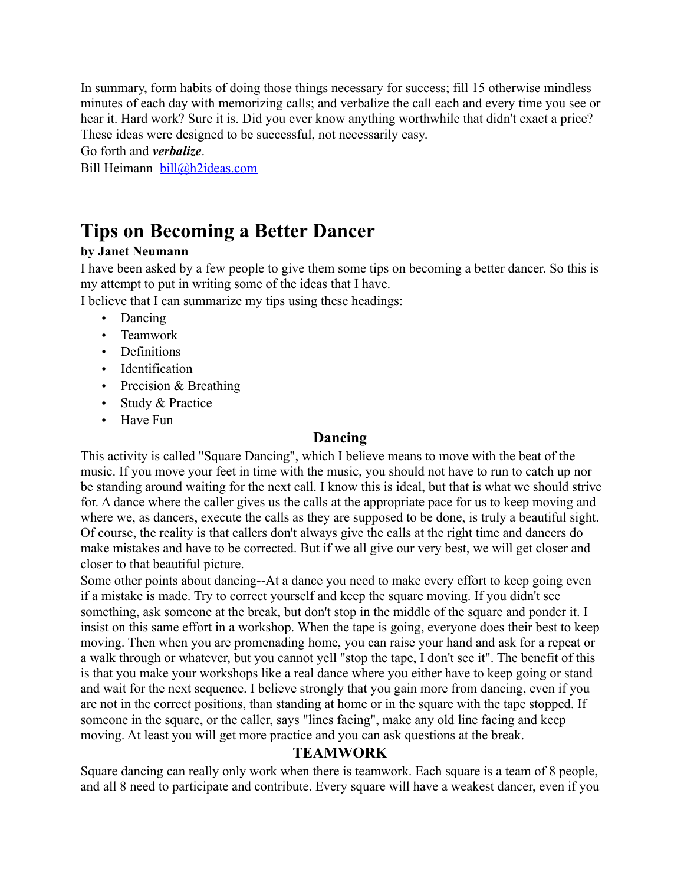In summary, form habits of doing those things necessary for success; fill 15 otherwise mindless minutes of each day with memorizing calls; and verbalize the call each and every time you see or hear it. Hard work? Sure it is. Did you ever know anything worthwhile that didn't exact a price? These ideas were designed to be successful, not necessarily easy.

Go forth and ***verbalize***.

Bill Heimann bill@h2ideas.com

# Tips on Becoming a Better Dancer

**by Janet Neumann**

I have been asked by a few people to give them some tips on becoming a better dancer. So this is my attempt to put in writing some of the ideas that I have.

I believe that I can summarize my tips using these headings:

- Dancing
- Teamwork
- Definitions
- Identification
- Precision & Breathing
- Study & Practice
- Have Fun

### Dancing

This activity is called "Square Dancing", which I believe means to move with the beat of the music. If you move your feet in time with the music, you should not have to run to catch up nor be standing around waiting for the next call. I know this is ideal, but that is what we should strive for. A dance where the caller gives us the calls at the appropriate pace for us to keep moving and where we, as dancers, execute the calls as they are supposed to be done, is truly a beautiful sight. Of course, the reality is that callers don't always give the calls at the right time and dancers do make mistakes and have to be corrected. But if we all give our very best, we will get closer and closer to that beautiful picture.

Some other points about dancing--At a dance you need to make every effort to keep going even if a mistake is made. Try to correct yourself and keep the square moving. If you didn't see something, ask someone at the break, but don't stop in the middle of the square and ponder it. I insist on this same effort in a workshop. When the tape is going, everyone does their best to keep moving. Then when you are promenading home, you can raise your hand and ask for a repeat or a walk through or whatever, but you cannot yell "stop the tape, I don't see it". The benefit of this is that you make your workshops like a real dance where you either have to keep going or stand and wait for the next sequence. I believe strongly that you gain more from dancing, even if you are not in the correct positions, than standing at home or in the square with the tape stopped. If someone in the square, or the caller, says "lines facing", make any old line facing and keep moving. At least you will get more practice and you can ask questions at the break.

### TEAMWORK

Square dancing can really only work when there is teamwork. Each square is a team of 8 people, and all 8 need to participate and contribute. Every square will have a weakest dancer, even if you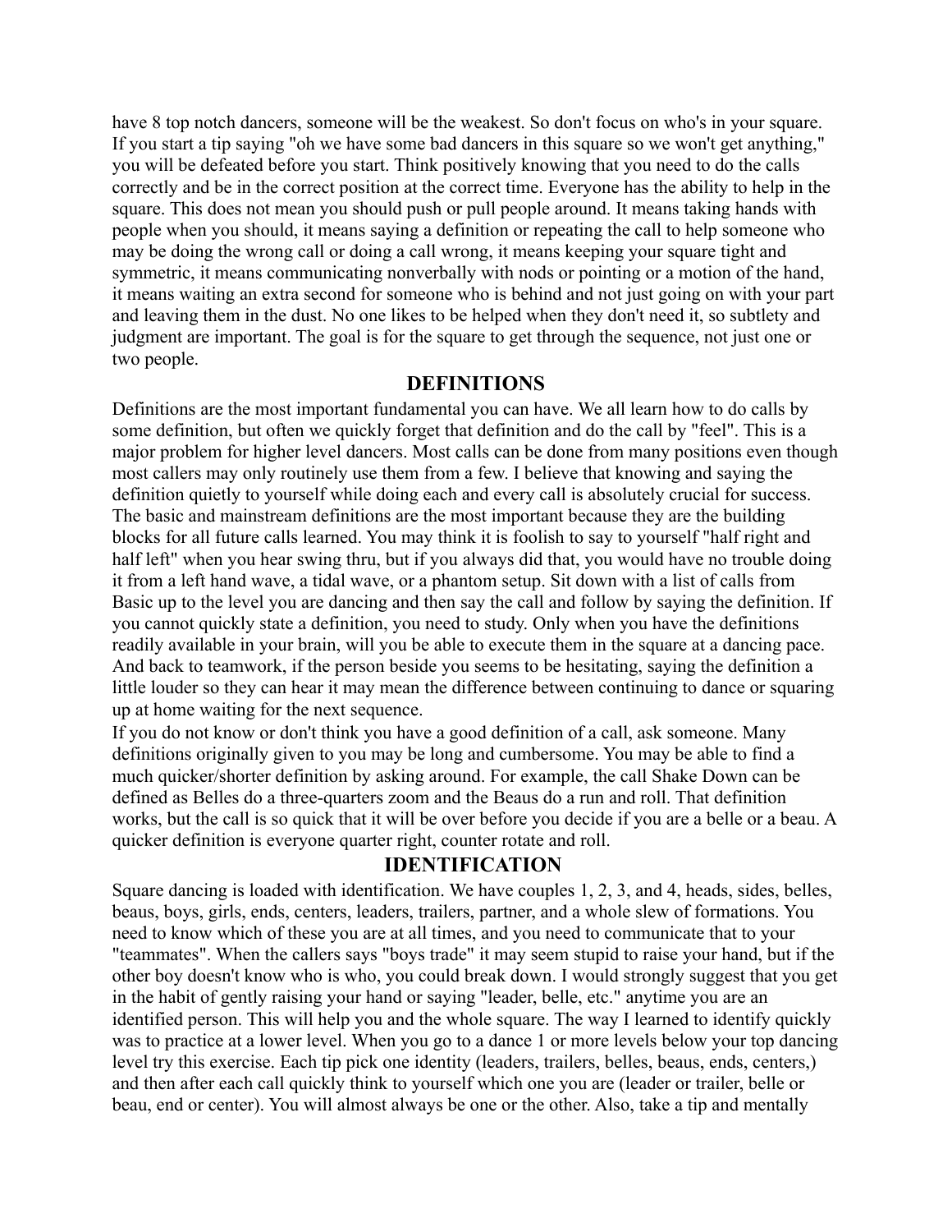have 8 top notch dancers, someone will be the weakest. So don't focus on who's in your square. If you start a tip saying "oh we have some bad dancers in this square so we won't get anything," you will be defeated before you start. Think positively knowing that you need to do the calls correctly and be in the correct position at the correct time. Everyone has the ability to help in the square. This does not mean you should push or pull people around. It means taking hands with people when you should, it means saying a definition or repeating the call to help someone who may be doing the wrong call or doing a call wrong, it means keeping your square tight and symmetric, it means communicating nonverbally with nods or pointing or a motion of the hand, it means waiting an extra second for someone who is behind and not just going on with your part and leaving them in the dust. No one likes to be helped when they don't need it, so subtlety and judgment are important. The goal is for the square to get through the sequence, not just one or two people.

## DEFINITIONS

Definitions are the most important fundamental you can have. We all learn how to do calls by some definition, but often we quickly forget that definition and do the call by "feel". This is a major problem for higher level dancers. Most calls can be done from many positions even though most callers may only routinely use them from a few. I believe that knowing and saying the definition quietly to yourself while doing each and every call is absolutely crucial for success. The basic and mainstream definitions are the most important because they are the building blocks for all future calls learned. You may think it is foolish to say to yourself "half right and half left" when you hear swing thru, but if you always did that, you would have no trouble doing it from a left hand wave, a tidal wave, or a phantom setup. Sit down with a list of calls from Basic up to the level you are dancing and then say the call and follow by saying the definition. If you cannot quickly state a definition, you need to study. Only when you have the definitions readily available in your brain, will you be able to execute them in the square at a dancing pace. And back to teamwork, if the person beside you seems to be hesitating, saying the definition a little louder so they can hear it may mean the difference between continuing to dance or squaring up at home waiting for the next sequence.

If you do not know or don't think you have a good definition of a call, ask someone. Many definitions originally given to you may be long and cumbersome. You may be able to find a much quicker/shorter definition by asking around. For example, the call Shake Down can be defined as Belles do a three-quarters zoom and the Beaus do a run and roll. That definition works, but the call is so quick that it will be over before you decide if you are a belle or a beau. A quicker definition is everyone quarter right, counter rotate and roll.

## IDENTIFICATION

Square dancing is loaded with identification. We have couples 1, 2, 3, and 4, heads, sides, belles, beaus, boys, girls, ends, centers, leaders, trailers, partner, and a whole slew of formations. You need to know which of these you are at all times, and you need to communicate that to your "teammates". When the callers says "boys trade" it may seem stupid to raise your hand, but if the other boy doesn't know who is who, you could break down. I would strongly suggest that you get in the habit of gently raising your hand or saying "leader, belle, etc." anytime you are an identified person. This will help you and the whole square. The way I learned to identify quickly was to practice at a lower level. When you go to a dance 1 or more levels below your top dancing level try this exercise. Each tip pick one identity (leaders, trailers, belles, beaus, ends, centers,) and then after each call quickly think to yourself which one you are (leader or trailer, belle or beau, end or center). You will almost always be one or the other. Also, take a tip and mentally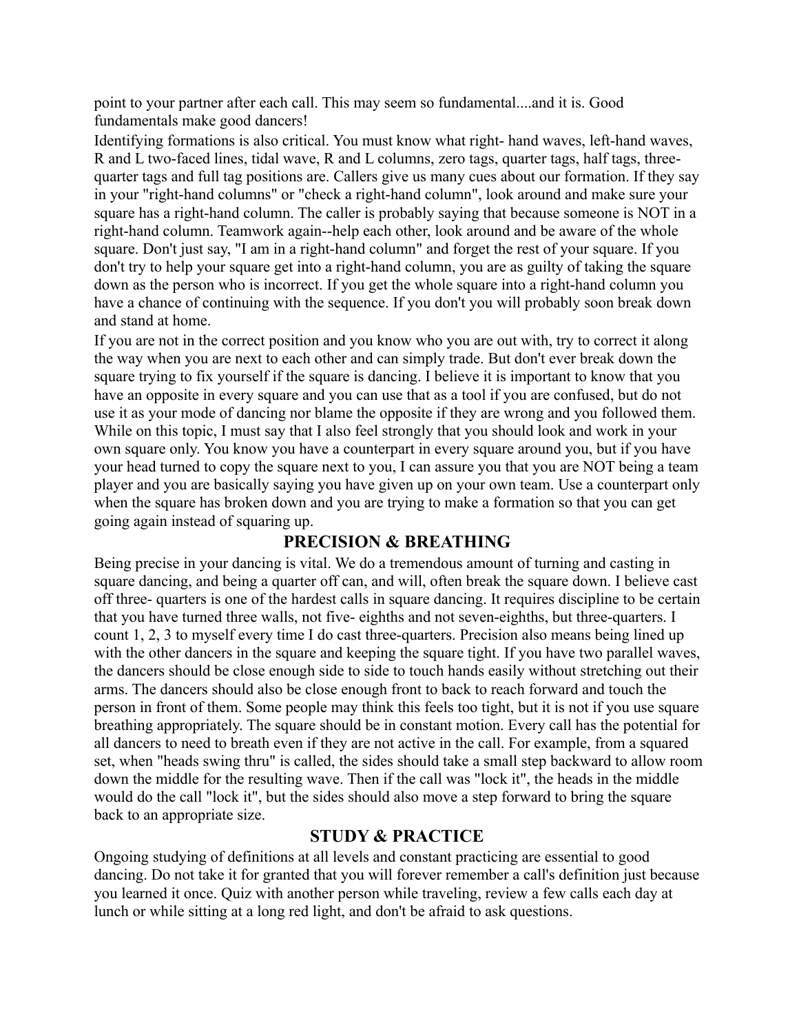point to your partner after each call. This may seem so fundamental....and it is. Good fundamentals make good dancers!

Identifying formations is also critical. You must know what right- hand waves, left-hand waves, R and L two-faced lines, tidal wave, R and L columns, zero tags, quarter tags, half tags, three-quarter tags and full tag positions are. Callers give us many cues about our formation. If they say in your "right-hand columns" or "check a right-hand column", look around and make sure your square has a right-hand column. The caller is probably saying that because someone is NOT in a right-hand column. Teamwork again--help each other, look around and be aware of the whole square. Don't just say, "I am in a right-hand column" and forget the rest of your square. If you don't try to help your square get into a right-hand column, you are as guilty of taking the square down as the person who is incorrect. If you get the whole square into a right-hand column you have a chance of continuing with the sequence. If you don't you will probably soon break down and stand at home.

If you are not in the correct position and you know who you are out with, try to correct it along the way when you are next to each other and can simply trade. But don't ever break down the square trying to fix yourself if the square is dancing. I believe it is important to know that you have an opposite in every square and you can use that as a tool if you are confused, but do not use it as your mode of dancing nor blame the opposite if they are wrong and you followed them. While on this topic, I must say that I also feel strongly that you should look and work in your own square only. You know you have a counterpart in every square around you, but if you have your head turned to copy the square next to you, I can assure you that you are NOT being a team player and you are basically saying you have given up on your own team. Use a counterpart only when the square has broken down and you are trying to make a formation so that you can get going again instead of squaring up.

## PRECISION & BREATHING

Being precise in your dancing is vital. We do a tremendous amount of turning and casting in square dancing, and being a quarter off can, and will, often break the square down. I believe cast off three- quarters is one of the hardest calls in square dancing. It requires discipline to be certain that you have turned three walls, not five- eighths and not seven-eighths, but three-quarters. I count 1, 2, 3 to myself every time I do cast three-quarters. Precision also means being lined up with the other dancers in the square and keeping the square tight. If you have two parallel waves, the dancers should be close enough side to side to touch hands easily without stretching out their arms. The dancers should also be close enough front to back to reach forward and touch the person in front of them. Some people may think this feels too tight, but it is not if you use square breathing appropriately. The square should be in constant motion. Every call has the potential for all dancers to need to breath even if they are not active in the call. For example, from a squared set, when "heads swing thru" is called, the sides should take a small step backward to allow room down the middle for the resulting wave. Then if the call was "lock it", the heads in the middle would do the call "lock it", but the sides should also move a step forward to bring the square back to an appropriate size.

## STUDY & PRACTICE

Ongoing studying of definitions at all levels and constant practicing are essential to good dancing. Do not take it for granted that you will forever remember a call's definition just because you learned it once. Quiz with another person while traveling, review a few calls each day at lunch or while sitting at a long red light, and don't be afraid to ask questions.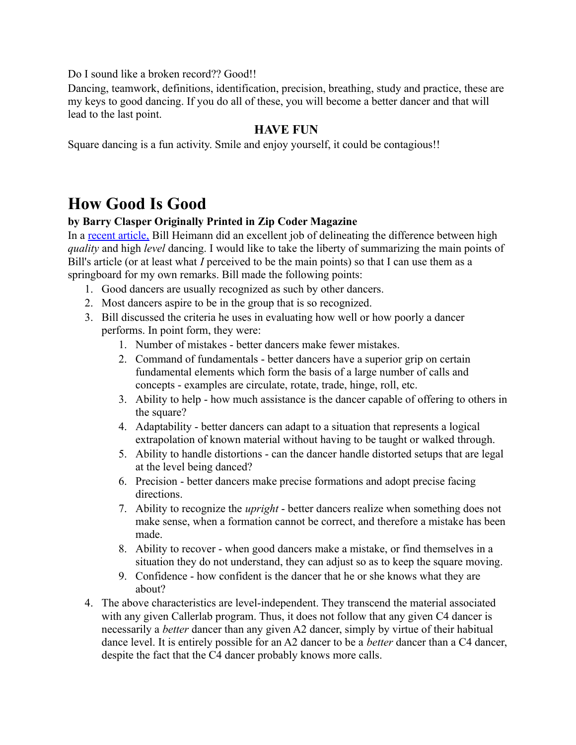Do I sound like a broken record?? Good!!

Dancing, teamwork, definitions, identification, precision, breathing, study and practice, these are my keys to good dancing. If you do all of these, you will become a better dancer and that will lead to the last point.

### HAVE FUN

Square dancing is a fun activity. Smile and enjoy yourself, it could be contagious!!

# How Good Is Good

**by Barry Clasper Originally Printed in Zip Coder Magazine**

In a recent article, Bill Heimann did an excellent job of delineating the difference between high *quality* and high *level* dancing. I would like to take the liberty of summarizing the main points of Bill's article (or at least what *I* perceived to be the main points) so that I can use them as a springboard for my own remarks. Bill made the following points:

1. Good dancers are usually recognized as such by other dancers.
2. Most dancers aspire to be in the group that is so recognized.
3. Bill discussed the criteria he uses in evaluating how well or how poorly a dancer performs. In point form, they were:
   1. Number of mistakes - better dancers make fewer mistakes.
   2. Command of fundamentals - better dancers have a superior grip on certain fundamental elements which form the basis of a large number of calls and concepts - examples are circulate, rotate, trade, hinge, roll, etc.
   3. Ability to help - how much assistance is the dancer capable of offering to others in the square?
   4. Adaptability - better dancers can adapt to a situation that represents a logical extrapolation of known material without having to be taught or walked through.
   5. Ability to handle distortions - can the dancer handle distorted setups that are legal at the level being danced?
   6. Precision - better dancers make precise formations and adopt precise facing directions.
   7. Ability to recognize the *upright* - better dancers realize when something does not make sense, when a formation cannot be correct, and therefore a mistake has been made.
   8. Ability to recover - when good dancers make a mistake, or find themselves in a situation they do not understand, they can adjust so as to keep the square moving.
   9. Confidence - how confident is the dancer that he or she knows what they are about?
4. The above characteristics are level-independent. They transcend the material associated with any given Callerlab program. Thus, it does not follow that any given C4 dancer is necessarily a *better* dancer than any given A2 dancer, simply by virtue of their habitual dance level. It is entirely possible for an A2 dancer to be a *better* dancer than a C4 dancer, despite the fact that the C4 dancer probably knows more calls.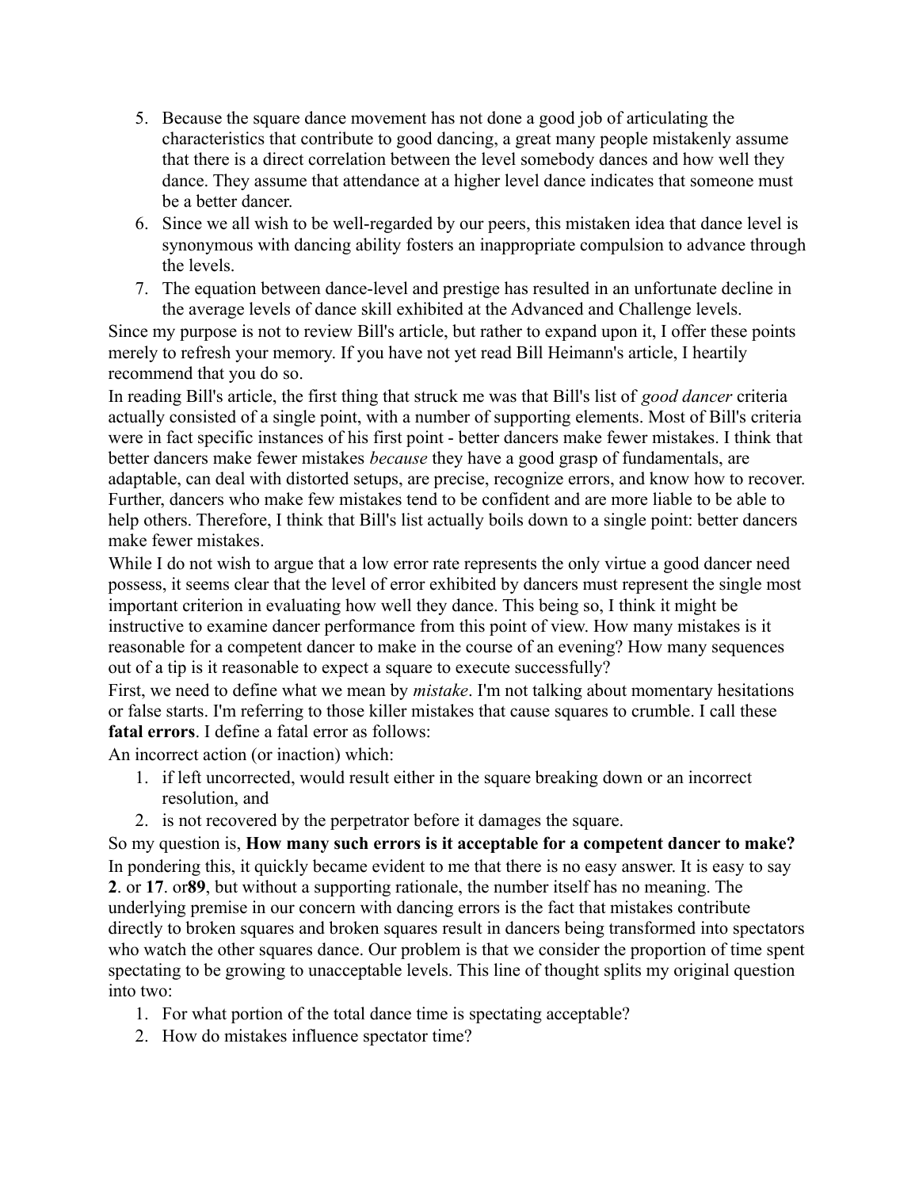5. Because the square dance movement has not done a good job of articulating the characteristics that contribute to good dancing, a great many people mistakenly assume that there is a direct correlation between the level somebody dances and how well they dance. They assume that attendance at a higher level dance indicates that someone must be a better dancer.
6. Since we all wish to be well-regarded by our peers, this mistaken idea that dance level is synonymous with dancing ability fosters an inappropriate compulsion to advance through the levels.
7. The equation between dance-level and prestige has resulted in an unfortunate decline in the average levels of dance skill exhibited at the Advanced and Challenge levels.

Since my purpose is not to review Bill's article, but rather to expand upon it, I offer these points merely to refresh your memory. If you have not yet read Bill Heimann's article, I heartily recommend that you do so.

In reading Bill's article, the first thing that struck me was that Bill's list of *good dancer* criteria actually consisted of a single point, with a number of supporting elements. Most of Bill's criteria were in fact specific instances of his first point - better dancers make fewer mistakes. I think that better dancers make fewer mistakes *because* they have a good grasp of fundamentals, are adaptable, can deal with distorted setups, are precise, recognize errors, and know how to recover. Further, dancers who make few mistakes tend to be confident and are more liable to be able to help others. Therefore, I think that Bill's list actually boils down to a single point: better dancers make fewer mistakes.

While I do not wish to argue that a low error rate represents the only virtue a good dancer need possess, it seems clear that the level of error exhibited by dancers must represent the single most important criterion in evaluating how well they dance. This being so, I think it might be instructive to examine dancer performance from this point of view. How many mistakes is it reasonable for a competent dancer to make in the course of an evening? How many sequences out of a tip is it reasonable to expect a square to execute successfully?

First, we need to define what we mean by *mistake*. I'm not talking about momentary hesitations or false starts. I'm referring to those killer mistakes that cause squares to crumble. I call these **fatal errors**. I define a fatal error as follows:

An incorrect action (or inaction) which:

1. if left uncorrected, would result either in the square breaking down or an incorrect resolution, and
2. is not recovered by the perpetrator before it damages the square.

So my question is, **How many such errors is it acceptable for a competent dancer to make?**

In pondering this, it quickly became evident to me that there is no easy answer. It is easy to say **2**. or **17**. or**89**, but without a supporting rationale, the number itself has no meaning. The underlying premise in our concern with dancing errors is the fact that mistakes contribute directly to broken squares and broken squares result in dancers being transformed into spectators who watch the other squares dance. Our problem is that we consider the proportion of time spent spectating to be growing to unacceptable levels. This line of thought splits my original question into two:

1. For what portion of the total dance time is spectating acceptable?
2. How do mistakes influence spectator time?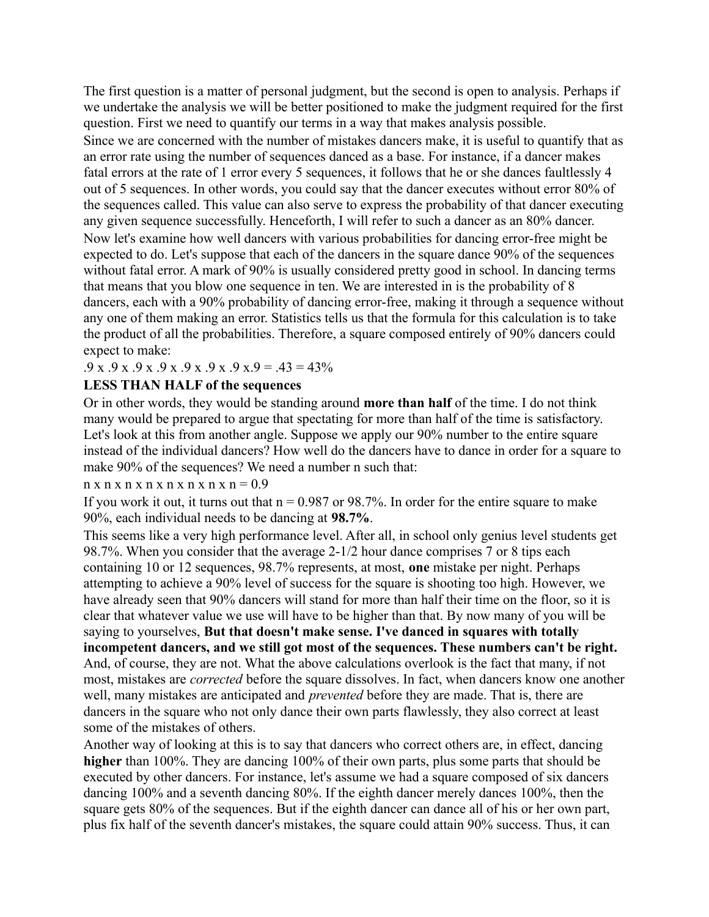The first question is a matter of personal judgment, but the second is open to analysis. Perhaps if we undertake the analysis we will be better positioned to make the judgment required for the first question. First we need to quantify our terms in a way that makes analysis possible.

Since we are concerned with the number of mistakes dancers make, it is useful to quantify that as an error rate using the number of sequences danced as a base. For instance, if a dancer makes fatal errors at the rate of 1 error every 5 sequences, it follows that he or she dances faultlessly 4 out of 5 sequences. In other words, you could say that the dancer executes without error 80% of the sequences called. This value can also serve to express the probability of that dancer executing any given sequence successfully. Henceforth, I will refer to such a dancer as an 80% dancer.

Now let's examine how well dancers with various probabilities for dancing error-free might be expected to do. Let's suppose that each of the dancers in the square dance 90% of the sequences without fatal error. A mark of 90% is usually considered pretty good in school. In dancing terms that means that you blow one sequence in ten. We are interested in is the probability of 8 dancers, each with a 90% probability of dancing error-free, making it through a sequence without any one of them making an error. Statistics tells us that the formula for this calculation is to take the product of all the probabilities. Therefore, a square composed entirely of 90% dancers could expect to make:

$.9 \times .9 \times .9 \times .9 \times .9 \times .9 \times .9 \times .9 = .43 = 43\%$

**LESS THAN HALF of the sequences**

Or in other words, they would be standing around **more than half** of the time. I do not think many would be prepared to argue that spectating for more than half of the time is satisfactory.

Let's look at this from another angle. Suppose we apply our 90% number to the entire square instead of the individual dancers? How well do the dancers have to dance in order for a square to make 90% of the sequences? We need a number n such that:

$n \times n \times n \times n \times n \times n \times n \times n = 0.9$

If you work it out, it turns out that n = 0.987 or 98.7%. In order for the entire square to make 90%, each individual needs to be dancing at **98.7%**.

This seems like a very high performance level. After all, in school only genius level students get 98.7%. When you consider that the average 2-1/2 hour dance comprises 7 or 8 tips each containing 10 or 12 sequences, 98.7% represents, at most, **one** mistake per night. Perhaps attempting to achieve a 90% level of success for the square is shooting too high. However, we have already seen that 90% dancers will stand for more than half their time on the floor, so it is clear that whatever value we use will have to be higher than that. By now many of you will be saying to yourselves, **But that doesn't make sense. I've danced in squares with totally incompetent dancers, and we still got most of the sequences. These numbers can't be right.**

And, of course, they are not. What the above calculations overlook is the fact that many, if not most, mistakes are *corrected* before the square dissolves. In fact, when dancers know one another well, many mistakes are anticipated and *prevented* before they are made. That is, there are dancers in the square who not only dance their own parts flawlessly, they also correct at least some of the mistakes of others.

Another way of looking at this is to say that dancers who correct others are, in effect, dancing **higher** than 100%. They are dancing 100% of their own parts, plus some parts that should be executed by other dancers. For instance, let's assume we had a square composed of six dancers dancing 100% and a seventh dancing 80%. If the eighth dancer merely dances 100%, then the square gets 80% of the sequences. But if the eighth dancer can dance all of his or her own part, plus fix half of the seventh dancer's mistakes, the square could attain 90% success. Thus, it can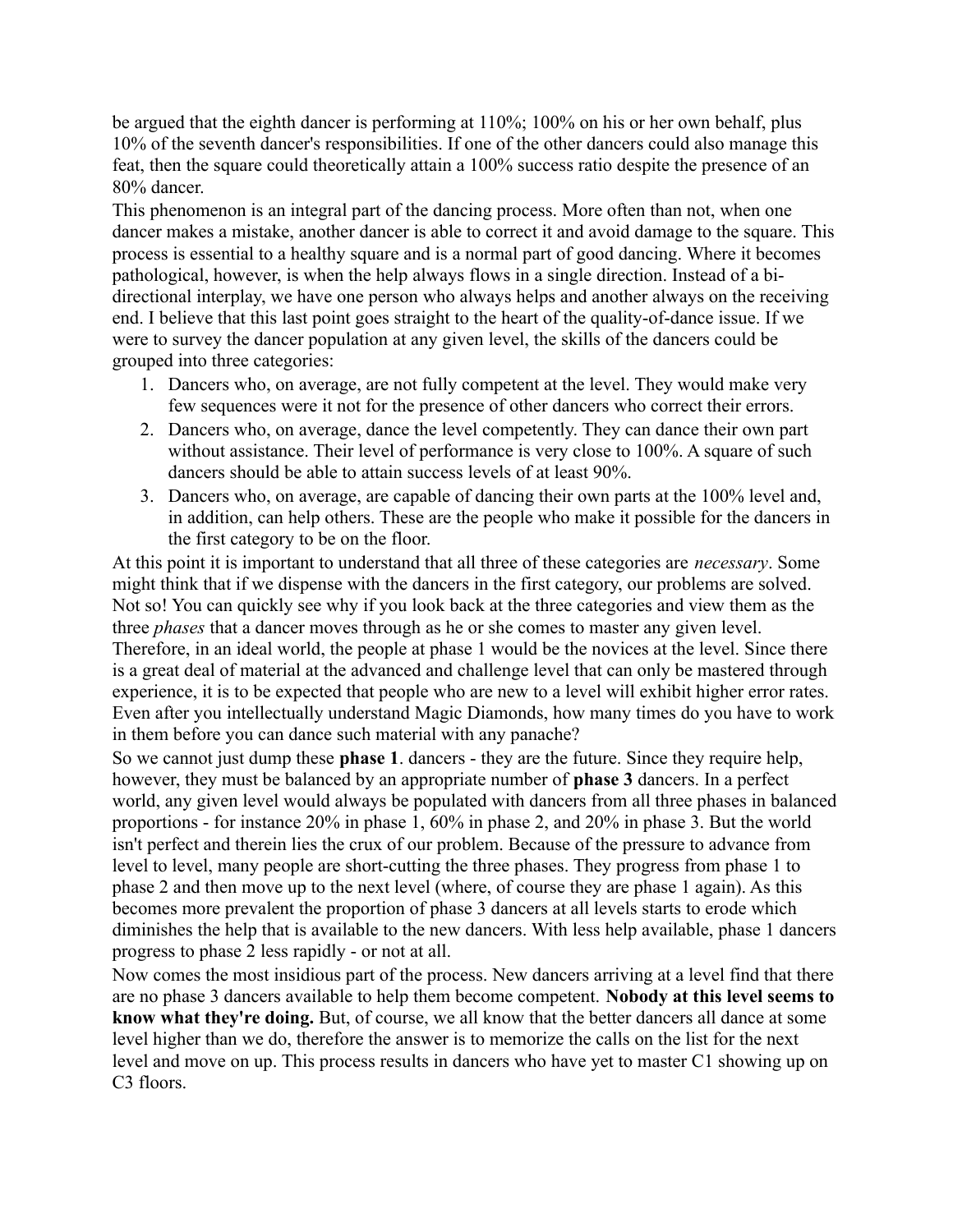be argued that the eighth dancer is performing at 110%; 100% on his or her own behalf, plus 10% of the seventh dancer's responsibilities. If one of the other dancers could also manage this feat, then the square could theoretically attain a 100% success ratio despite the presence of an 80% dancer.

This phenomenon is an integral part of the dancing process. More often than not, when one dancer makes a mistake, another dancer is able to correct it and avoid damage to the square. This process is essential to a healthy square and is a normal part of good dancing. Where it becomes pathological, however, is when the help always flows in a single direction. Instead of a bi-directional interplay, we have one person who always helps and another always on the receiving end. I believe that this last point goes straight to the heart of the quality-of-dance issue. If we were to survey the dancer population at any given level, the skills of the dancers could be grouped into three categories:

1. Dancers who, on average, are not fully competent at the level. They would make very few sequences were it not for the presence of other dancers who correct their errors.
2. Dancers who, on average, dance the level competently. They can dance their own part without assistance. Their level of performance is very close to 100%. A square of such dancers should be able to attain success levels of at least 90%.
3. Dancers who, on average, are capable of dancing their own parts at the 100% level and, in addition, can help others. These are the people who make it possible for the dancers in the first category to be on the floor.

At this point it is important to understand that all three of these categories are *necessary*. Some might think that if we dispense with the dancers in the first category, our problems are solved. Not so! You can quickly see why if you look back at the three categories and view them as the three *phases* that a dancer moves through as he or she comes to master any given level. Therefore, in an ideal world, the people at phase 1 would be the novices at the level. Since there is a great deal of material at the advanced and challenge level that can only be mastered through experience, it is to be expected that people who are new to a level will exhibit higher error rates. Even after you intellectually understand Magic Diamonds, how many times do you have to work in them before you can dance such material with any panache?

So we cannot just dump these **phase 1**. dancers - they are the future. Since they require help, however, they must be balanced by an appropriate number of **phase 3** dancers. In a perfect world, any given level would always be populated with dancers from all three phases in balanced proportions - for instance 20% in phase 1, 60% in phase 2, and 20% in phase 3. But the world isn't perfect and therein lies the crux of our problem. Because of the pressure to advance from level to level, many people are short-cutting the three phases. They progress from phase 1 to phase 2 and then move up to the next level (where, of course they are phase 1 again). As this becomes more prevalent the proportion of phase 3 dancers at all levels starts to erode which diminishes the help that is available to the new dancers. With less help available, phase 1 dancers progress to phase 2 less rapidly - or not at all.

Now comes the most insidious part of the process. New dancers arriving at a level find that there are no phase 3 dancers available to help them become competent. **Nobody at this level seems to know what they're doing.** But, of course, we all know that the better dancers all dance at some level higher than we do, therefore the answer is to memorize the calls on the list for the next level and move on up. This process results in dancers who have yet to master C1 showing up on C3 floors.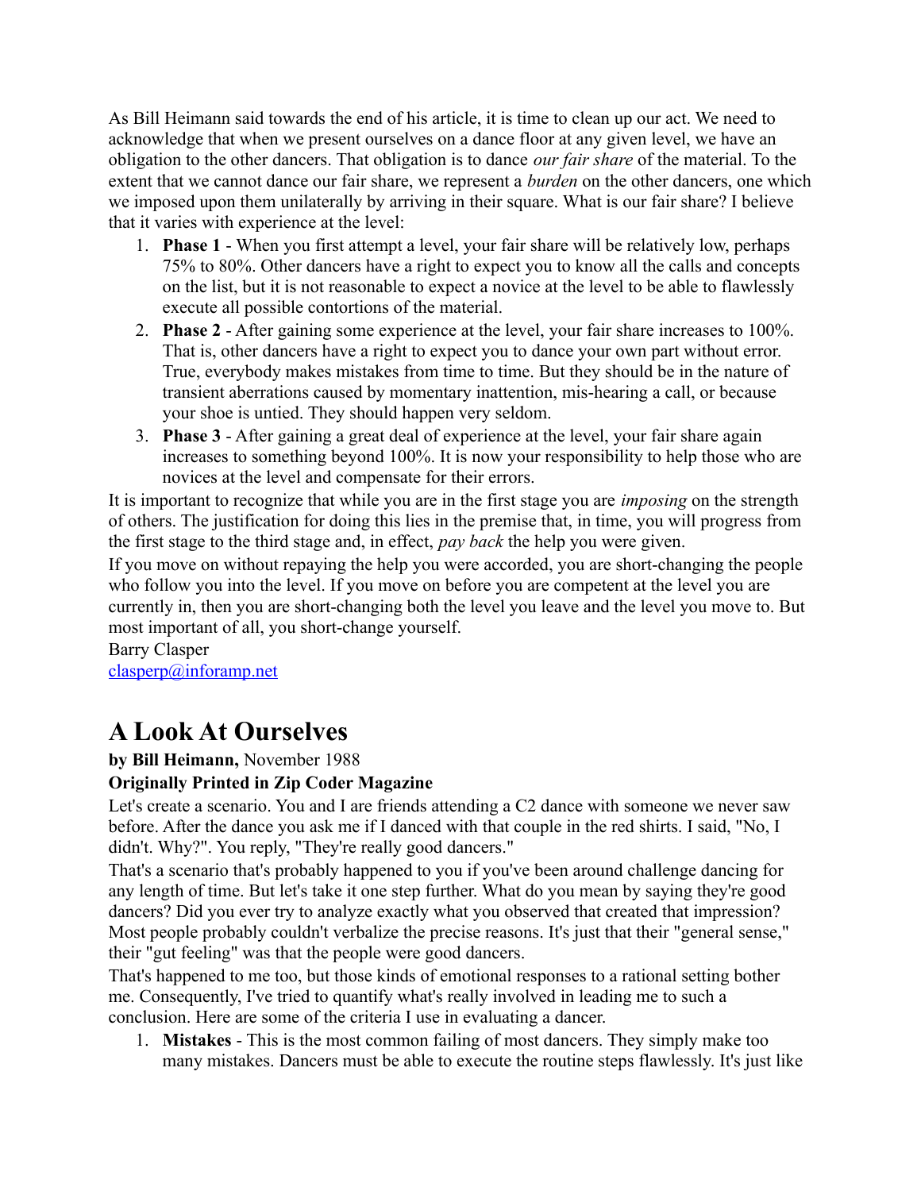As Bill Heimann said towards the end of his article, it is time to clean up our act. We need to acknowledge that when we present ourselves on a dance floor at any given level, we have an obligation to the other dancers. That obligation is to dance *our fair share* of the material. To the extent that we cannot dance our fair share, we represent a *burden* on the other dancers, one which we imposed upon them unilaterally by arriving in their square. What is our fair share? I believe that it varies with experience at the level:

1. **Phase 1** - When you first attempt a level, your fair share will be relatively low, perhaps 75% to 80%. Other dancers have a right to expect you to know all the calls and concepts on the list, but it is not reasonable to expect a novice at the level to be able to flawlessly execute all possible contortions of the material.
2. **Phase 2** - After gaining some experience at the level, your fair share increases to 100%. That is, other dancers have a right to expect you to dance your own part without error. True, everybody makes mistakes from time to time. But they should be in the nature of transient aberrations caused by momentary inattention, mis-hearing a call, or because your shoe is untied. They should happen very seldom.
3. **Phase 3** - After gaining a great deal of experience at the level, your fair share again increases to something beyond 100%. It is now your responsibility to help those who are novices at the level and compensate for their errors.

It is important to recognize that while you are in the first stage you are *imposing* on the strength of others. The justification for doing this lies in the premise that, in time, you will progress from the first stage to the third stage and, in effect, *pay back* the help you were given.

If you move on without repaying the help you were accorded, you are short-changing the people who follow you into the level. If you move on before you are competent at the level you are currently in, then you are short-changing both the level you leave and the level you move to. But most important of all, you short-change yourself.

Barry Clasper
clasperp@inforamp.net

# A Look At Ourselves

**by Bill Heimann,** November 1988

**Originally Printed in Zip Coder Magazine**

Let's create a scenario. You and I are friends attending a C2 dance with someone we never saw before. After the dance you ask me if I danced with that couple in the red shirts. I said, "No, I didn't. Why?". You reply, "They're really good dancers."

That's a scenario that's probably happened to you if you've been around challenge dancing for any length of time. But let's take it one step further. What do you mean by saying they're good dancers? Did you ever try to analyze exactly what you observed that created that impression? Most people probably couldn't verbalize the precise reasons. It's just that their "general sense," their "gut feeling" was that the people were good dancers.

That's happened to me too, but those kinds of emotional responses to a rational setting bother me. Consequently, I've tried to quantify what's really involved in leading me to such a conclusion. Here are some of the criteria I use in evaluating a dancer.

1. **Mistakes** - This is the most common failing of most dancers. They simply make too many mistakes. Dancers must be able to execute the routine steps flawlessly. It's just like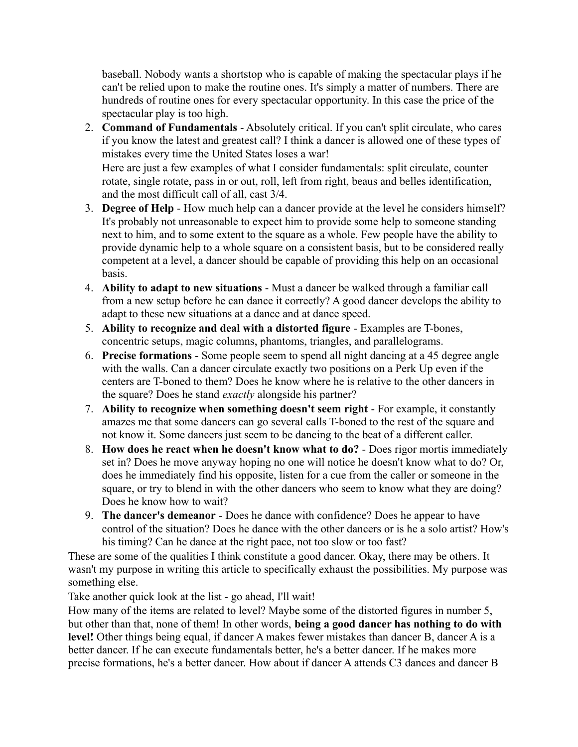baseball. Nobody wants a shortstop who is capable of making the spectacular plays if he can't be relied upon to make the routine ones. It's simply a matter of numbers. There are hundreds of routine ones for every spectacular opportunity. In this case the price of the spectacular play is too high.

2. **Command of Fundamentals** - Absolutely critical. If you can't split circulate, who cares if you know the latest and greatest call? I think a dancer is allowed one of these types of mistakes every time the United States loses a war!
   Here are just a few examples of what I consider fundamentals: split circulate, counter rotate, single rotate, pass in or out, roll, left from right, beaus and belles identification, and the most difficult call of all, cast 3/4.
3. **Degree of Help** - How much help can a dancer provide at the level he considers himself? It's probably not unreasonable to expect him to provide some help to someone standing next to him, and to some extent to the square as a whole. Few people have the ability to provide dynamic help to a whole square on a consistent basis, but to be considered really competent at a level, a dancer should be capable of providing this help on an occasional basis.
4. **Ability to adapt to new situations** - Must a dancer be walked through a familiar call from a new setup before he can dance it correctly? A good dancer develops the ability to adapt to these new situations at a dance and at dance speed.
5. **Ability to recognize and deal with a distorted figure** - Examples are T-bones, concentric setups, magic columns, phantoms, triangles, and parallelograms.
6. **Precise formations** - Some people seem to spend all night dancing at a 45 degree angle with the walls. Can a dancer circulate exactly two positions on a Perk Up even if the centers are T-boned to them? Does he know where he is relative to the other dancers in the square? Does he stand *exactly* alongside his partner?
7. **Ability to recognize when something doesn't seem right** - For example, it constantly amazes me that some dancers can go several calls T-boned to the rest of the square and not know it. Some dancers just seem to be dancing to the beat of a different caller.
8. **How does he react when he doesn't know what to do?** - Does rigor mortis immediately set in? Does he move anyway hoping no one will notice he doesn't know what to do? Or, does he immediately find his opposite, listen for a cue from the caller or someone in the square, or try to blend in with the other dancers who seem to know what they are doing? Does he know how to wait?
9. **The dancer's demeanor** - Does he dance with confidence? Does he appear to have control of the situation? Does he dance with the other dancers or is he a solo artist? How's his timing? Can he dance at the right pace, not too slow or too fast?

These are some of the qualities I think constitute a good dancer. Okay, there may be others. It wasn't my purpose in writing this article to specifically exhaust the possibilities. My purpose was something else.

Take another quick look at the list - go ahead, I'll wait!

How many of the items are related to level? Maybe some of the distorted figures in number 5, but other than that, none of them! In other words, **being a good dancer has nothing to do with level!** Other things being equal, if dancer A makes fewer mistakes than dancer B, dancer A is a better dancer. If he can execute fundamentals better, he's a better dancer. If he makes more precise formations, he's a better dancer. How about if dancer A attends C3 dances and dancer B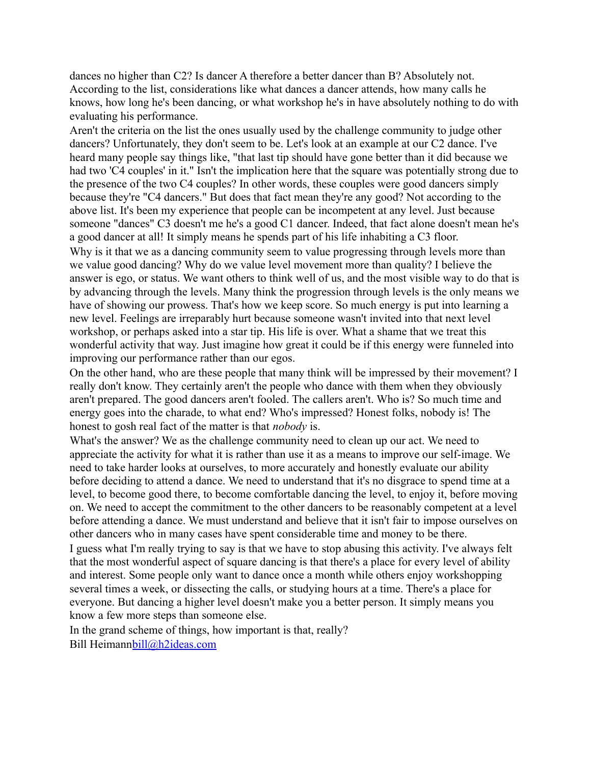dances no higher than C2? Is dancer A therefore a better dancer than B? Absolutely not. According to the list, considerations like what dances a dancer attends, how many calls he knows, how long he's been dancing, or what workshop he's in have absolutely nothing to do with evaluating his performance.

Aren't the criteria on the list the ones usually used by the challenge community to judge other dancers? Unfortunately, they don't seem to be. Let's look at an example at our C2 dance. I've heard many people say things like, "that last tip should have gone better than it did because we had two 'C4 couples' in it." Isn't the implication here that the square was potentially strong due to the presence of the two C4 couples? In other words, these couples were good dancers simply because they're "C4 dancers." But does that fact mean they're any good? Not according to the above list. It's been my experience that people can be incompetent at any level. Just because someone "dances" C3 doesn't me he's a good C1 dancer. Indeed, that fact alone doesn't mean he's a good dancer at all! It simply means he spends part of his life inhabiting a C3 floor.

Why is it that we as a dancing community seem to value progressing through levels more than we value good dancing? Why do we value level movement more than quality? I believe the answer is ego, or status. We want others to think well of us, and the most visible way to do that is by advancing through the levels. Many think the progression through levels is the only means we have of showing our prowess. That's how we keep score. So much energy is put into learning a new level. Feelings are irreparably hurt because someone wasn't invited into that next level workshop, or perhaps asked into a star tip. His life is over. What a shame that we treat this wonderful activity that way. Just imagine how great it could be if this energy were funneled into improving our performance rather than our egos.

On the other hand, who are these people that many think will be impressed by their movement? I really don't know. They certainly aren't the people who dance with them when they obviously aren't prepared. The good dancers aren't fooled. The callers aren't. Who is? So much time and energy goes into the charade, to what end? Who's impressed? Honest folks, nobody is! The honest to gosh real fact of the matter is that *nobody* is.

What's the answer? We as the challenge community need to clean up our act. We need to appreciate the activity for what it is rather than use it as a means to improve our self-image. We need to take harder looks at ourselves, to more accurately and honestly evaluate our ability before deciding to attend a dance. We need to understand that it's no disgrace to spend time at a level, to become good there, to become comfortable dancing the level, to enjoy it, before moving on. We need to accept the commitment to the other dancers to be reasonably competent at a level before attending a dance. We must understand and believe that it isn't fair to impose ourselves on other dancers who in many cases have spent considerable time and money to be there.

I guess what I'm really trying to say is that we have to stop abusing this activity. I've always felt that the most wonderful aspect of square dancing is that there's a place for every level of ability and interest. Some people only want to dance once a month while others enjoy workshopping several times a week, or dissecting the calls, or studying hours at a time. There's a place for everyone. But dancing a higher level doesn't make you a better person. It simply means you know a few more steps than someone else.

In the grand scheme of things, how important is that, really?

Bill Heimann[bill@h2ideas.com](mailto:bill@h2ideas.com)